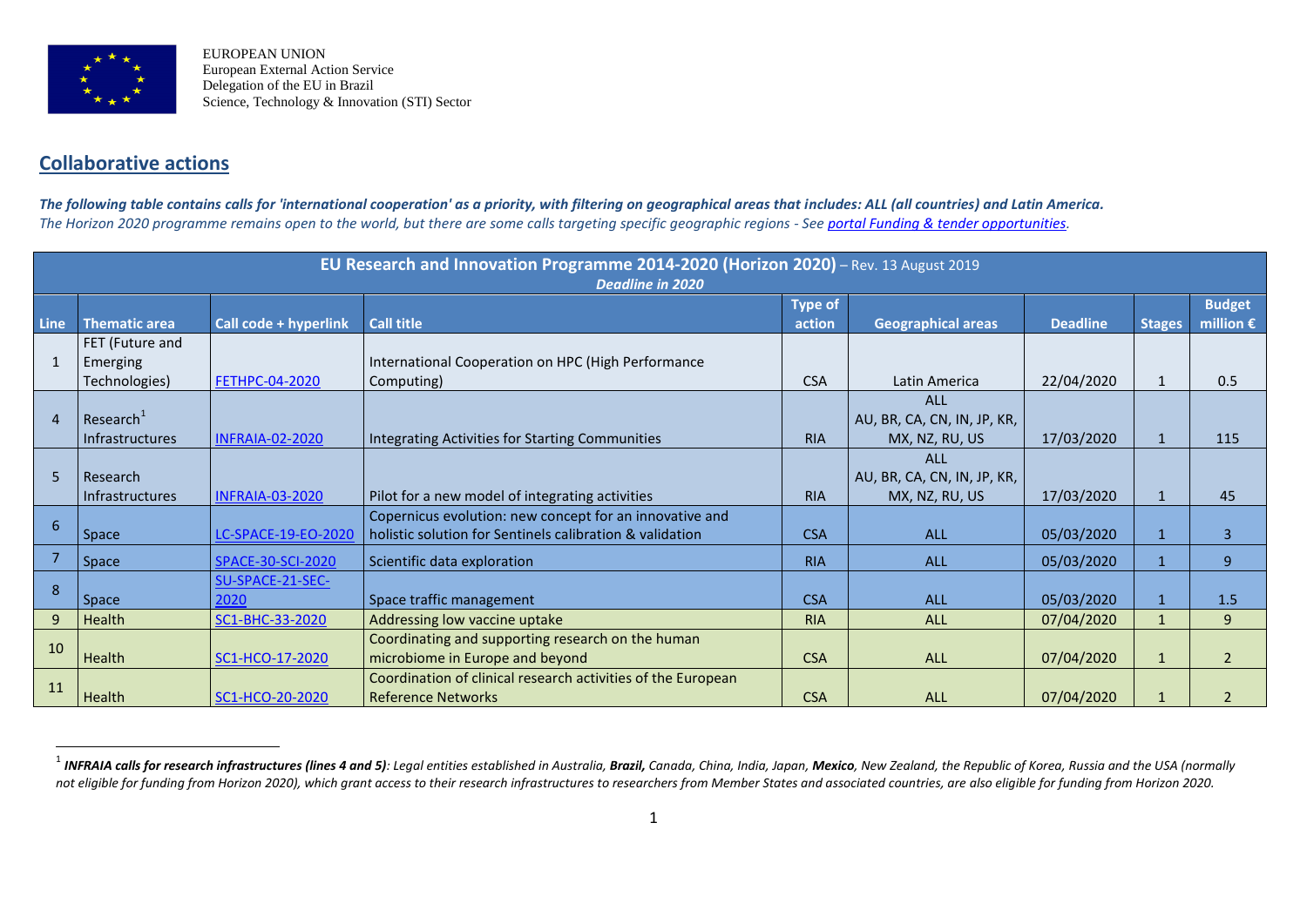EUROPEAN UNION
European External Action Service
Delegation of the EU in Brazil
Science, Technology & Innovation (STI) Sector

## Collaborative actions

***The following table contains calls for 'international cooperation' as a priority, with filtering on geographical areas that includes: ALL (all countries) and Latin America.***
*The Horizon 2020 programme remains open to the world, but there are some calls targeting specific geographic regions - See [portal Funding & tender opportunities](portal Funding & tender opportunities).*

| **EU Research and Innovation Programme 2014-2020 (Horizon 2020)** – Rev. 13 August 2019 ***Deadline in 2020*** | | | | | | | | |
|---|---|---|---|---|---|---|---|---|
| **Line** | **Thematic area** | **Call code + hyperlink** | **Call title** | **Type of action** | **Geographical areas** | **Deadline** | **Stages** | **Budget million €** |
| 1 | FET (Future and Emerging Technologies) | FETHPC-04-2020 | International Cooperation on HPC (High Performance Computing) | CSA | Latin America | 22/04/2020 | 1 | 0.5 |
| 4 | Research[1] Infrastructures | INFRAIA-02-2020 | Integrating Activities for Starting Communities | RIA | ALL AU, BR, CA, CN, IN, JP, KR, MX, NZ, RU, US | 17/03/2020 | 1 | 115 |
| 5 | Research Infrastructures | INFRAIA-03-2020 | Pilot for a new model of integrating activities | RIA | ALL AU, BR, CA, CN, IN, JP, KR, MX, NZ, RU, US | 17/03/2020 | 1 | 45 |
| 6 | Space | LC-SPACE-19-EO-2020 | Copernicus evolution: new concept for an innovative and holistic solution for Sentinels calibration & validation | CSA | ALL | 05/03/2020 | 1 | 3 |
| 7 | Space | SPACE-30-SCI-2020 | Scientific data exploration | RIA | ALL | 05/03/2020 | 1 | 9 |
| 8 | Space | SU-SPACE-21-SEC-2020 | Space traffic management | CSA | ALL | 05/03/2020 | 1 | 1.5 |
| 9 | Health | SC1-BHC-33-2020 | Addressing low vaccine uptake | RIA | ALL | 07/04/2020 | 1 | 9 |
| 10 | Health | SC1-HCO-17-2020 | Coordinating and supporting research on the human microbiome in Europe and beyond | CSA | ALL | 07/04/2020 | 1 | 2 |
| 11 | Health | SC1-HCO-20-2020 | Coordination of clinical research activities of the European Reference Networks | CSA | ALL | 07/04/2020 | 1 | 2 |

[1] ***INFRAIA calls for research infrastructures (lines 4 and 5)****: Legal entities established in Australia, **Brazil,** Canada, China, India, Japan, **Mexico**, New Zealand, the Republic of Korea, Russia and the USA (normally not eligible for funding from Horizon 2020), which grant access to their research infrastructures to researchers from Member States and associated countries, are also eligible for funding from Horizon 2020.*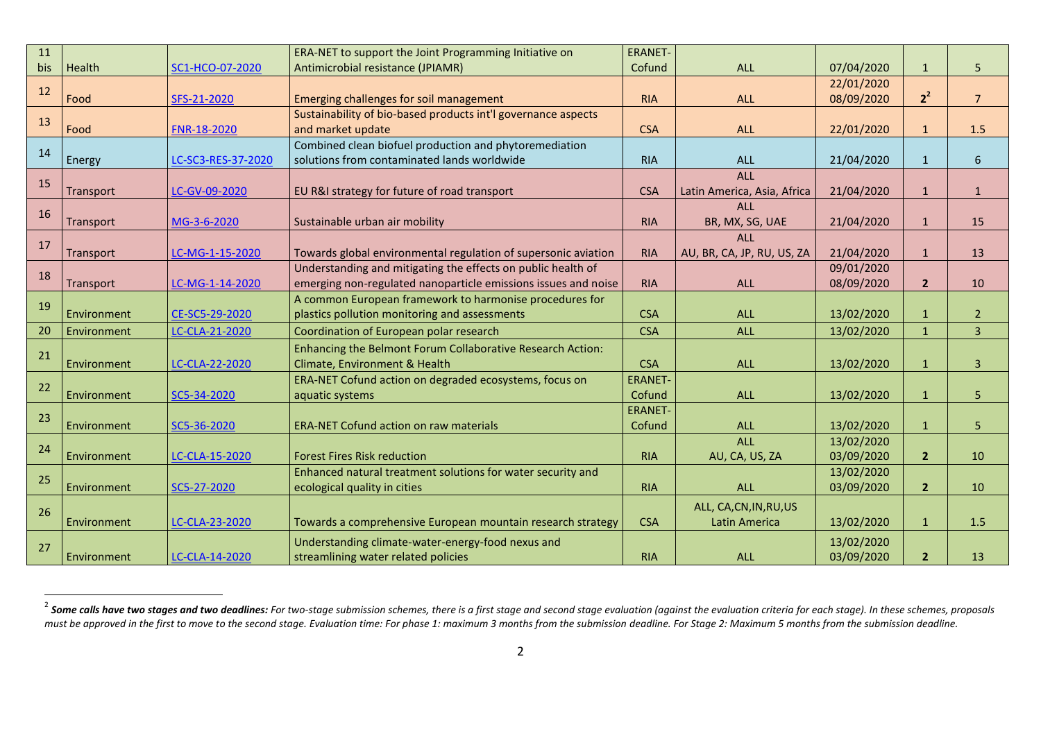| | | | | | | | | |
|---|---|---|---|---|---|---|---|---|
| 11 bis | Health | SC1-HCO-07-2020 | ERA-NET to support the Joint Programming Initiative on Antimicrobial resistance (JPIAMR) | ERANET-Cofund | ALL | 07/04/2020 | 1 | 5 |
| 12 | Food | SFS-21-2020 | Emerging challenges for soil management | RIA | ALL | 22/01/2020 08/09/2020 | **2**[2] | 7 |
| 13 | Food | FNR-18-2020 | Sustainability of bio-based products int'l governance aspects and market update | CSA | ALL | 22/01/2020 | 1 | 1.5 |
| 14 | Energy | LC-SC3-RES-37-2020 | Combined clean biofuel production and phytoremediation solutions from contaminated lands worldwide | RIA | ALL | 21/04/2020 | 1 | 6 |
| 15 | Transport | LC-GV-09-2020 | EU R&I strategy for future of road transport | CSA | ALL Latin America, Asia, Africa | 21/04/2020 | 1 | 1 |
| 16 | Transport | MG-3-6-2020 | Sustainable urban air mobility | RIA | ALL BR, MX, SG, UAE | 21/04/2020 | 1 | 15 |
| 17 | Transport | LC-MG-1-15-2020 | Towards global environmental regulation of supersonic aviation | RIA | ALL AU, BR, CA, JP, RU, US, ZA | 21/04/2020 | 1 | 13 |
| 18 | Transport | LC-MG-1-14-2020 | Understanding and mitigating the effects on public health of emerging non-regulated nanoparticle emissions issues and noise | RIA | ALL | 09/01/2020 08/09/2020 | **2** | 10 |
| 19 | Environment | CE-SC5-29-2020 | A common European framework to harmonise procedures for plastics pollution monitoring and assessments | CSA | ALL | 13/02/2020 | 1 | 2 |
| 20 | Environment | LC-CLA-21-2020 | Coordination of European polar research | CSA | ALL | 13/02/2020 | 1 | 3 |
| 21 | Environment | LC-CLA-22-2020 | Enhancing the Belmont Forum Collaborative Research Action: Climate, Environment & Health | CSA | ALL | 13/02/2020 | 1 | 3 |
| 22 | Environment | SC5-34-2020 | ERA-NET Cofund action on degraded ecosystems, focus on aquatic systems | ERANET-Cofund | ALL | 13/02/2020 | 1 | 5 |
| 23 | Environment | SC5-36-2020 | ERA-NET Cofund action on raw materials | ERANET-Cofund | ALL | 13/02/2020 | 1 | 5 |
| 24 | Environment | LC-CLA-15-2020 | Forest Fires Risk reduction | RIA | ALL AU, CA, US, ZA | 13/02/2020 03/09/2020 | **2** | 10 |
| 25 | Environment | SC5-27-2020 | Enhanced natural treatment solutions for water security and ecological quality in cities | RIA | ALL | 13/02/2020 03/09/2020 | **2** | 10 |
| 26 | Environment | LC-CLA-23-2020 | Towards a comprehensive European mountain research strategy | CSA | ALL, CA,CN,IN,RU,US Latin America | 13/02/2020 | 1 | 1.5 |
| 27 | Environment | LC-CLA-14-2020 | Understanding climate-water-energy-food nexus and streamlining water related policies | RIA | ALL | 13/02/2020 03/09/2020 | **2** | 13 |

[2] ***Some calls have two stages and two deadlines:*** *For two-stage submission schemes, there is a first stage and second stage evaluation (against the evaluation criteria for each stage). In these schemes, proposals must be approved in the first to move to the second stage. Evaluation time: For phase 1: maximum 3 months from the submission deadline. For Stage 2: Maximum 5 months from the submission deadline.*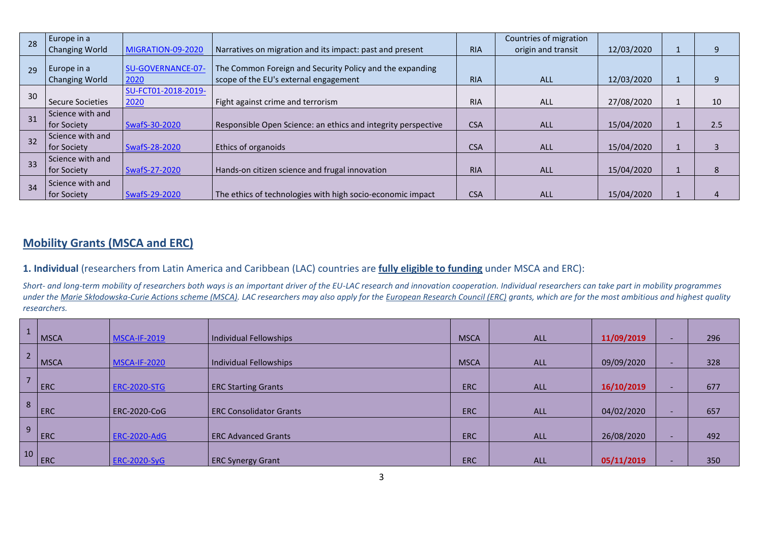| 28 | Europe in a Changing World | MIGRATION-09-2020 | Narratives on migration and its impact: past and present | RIA | Countries of migration origin and transit | 12/03/2020 | 1 | 9 |
|---|---|---|---|---|---|---|---|---|
| 29 | Europe in a Changing World | SU-GOVERNANCE-07-2020 | The Common Foreign and Security Policy and the expanding scope of the EU's external engagement | RIA | ALL | 12/03/2020 | 1 | 9 |
| 30 | Secure Societies | SU-FCT01-2018-2019-2020 | Fight against crime and terrorism | RIA | ALL | 27/08/2020 | 1 | 10 |
| 31 | Science with and for Society | SwafS-30-2020 | Responsible Open Science: an ethics and integrity perspective | CSA | ALL | 15/04/2020 | 1 | 2.5 |
| 32 | Science with and for Society | SwafS-28-2020 | Ethics of organoids | CSA | ALL | 15/04/2020 | 1 | 3 |
| 33 | Science with and for Society | SwafS-27-2020 | Hands-on citizen science and frugal innovation | RIA | ALL | 15/04/2020 | 1 | 8 |
| 34 | Science with and for Society | SwafS-29-2020 | The ethics of technologies with high socio-economic impact | CSA | ALL | 15/04/2020 | 1 | 4 |

## Mobility Grants (MSCA and ERC)

### 1. Individual (researchers from Latin America and Caribbean (LAC) countries are **fully eligible to funding** under MSCA and ERC):

*Short- and long-term mobility of researchers both ways is an important driver of the EU-LAC research and innovation cooperation. Individual researchers can take part in mobility programmes under the Marie Skłodowska-Curie Actions scheme (MSCA). LAC researchers may also apply for the European Research Council (ERC) grants, which are for the most ambitious and highest quality researchers.*

| 1 | MSCA | MSCA-IF-2019 | Individual Fellowships | MSCA | ALL | **11/09/2019** | - | 296 |
|---|---|---|---|---|---|---|---|---|
| 2 | MSCA | MSCA-IF-2020 | Individual Fellowships | MSCA | ALL | 09/09/2020 | - | 328 |
| 7 | ERC | ERC-2020-STG | ERC Starting Grants | ERC | ALL | **16/10/2019** | - | 677 |
| 8 | ERC | ERC-2020-CoG | ERC Consolidator Grants | ERC | ALL | 04/02/2020 | - | 657 |
| 9 | ERC | ERC-2020-AdG | ERC Advanced Grants | ERC | ALL | 26/08/2020 | - | 492 |
| 10 | ERC | ERC-2020-SyG | ERC Synergy Grant | ERC | ALL | **05/11/2019** | - | 350 |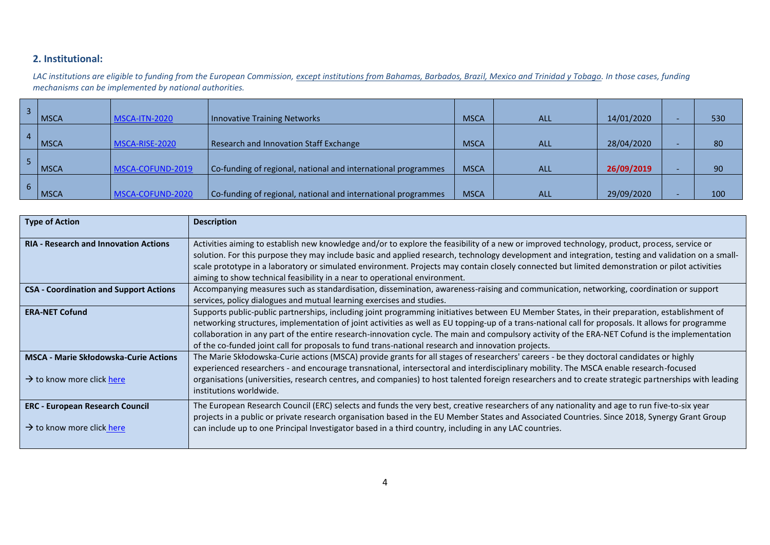## 2. Institutional:

*LAC institutions are eligible to funding from the European Commission, except institutions from Bahamas, Barbados, Brazil, Mexico and Trinidad y Tobago. In those cases, funding mechanisms can be implemented by national authorities.*

| | | | | | | | | |
|---|---|---|---|---|---|---|---|---|
| 3 | MSCA | MSCA-ITN-2020 | Innovative Training Networks | MSCA | ALL | 14/01/2020 | - | 530 |
| 4 | MSCA | MSCA-RISE-2020 | Research and Innovation Staff Exchange | MSCA | ALL | 28/04/2020 | - | 80 |
| 5 | MSCA | MSCA-COFUND-2019 | Co-funding of regional, national and international programmes | MSCA | ALL | **26/09/2019** | - | 90 |
| 6 | MSCA | MSCA-COFUND-2020 | Co-funding of regional, national and international programmes | MSCA | ALL | 29/09/2020 | - | 100 |

| Type of Action | Description |
|---|---|
| **RIA - Research and Innovation Actions** | Activities aiming to establish new knowledge and/or to explore the feasibility of a new or improved technology, product, process, service or solution. For this purpose they may include basic and applied research, technology development and integration, testing and validation on a small-scale prototype in a laboratory or simulated environment. Projects may contain closely connected but limited demonstration or pilot activities aiming to show technical feasibility in a near to operational environment. |
| **CSA - Coordination and Support Actions** | Accompanying measures such as standardisation, dissemination, awareness-raising and communication, networking, coordination or support services, policy dialogues and mutual learning exercises and studies. |
| **ERA-NET Cofund** | Supports public-public partnerships, including joint programming initiatives between EU Member States, in their preparation, establishment of networking structures, implementation of joint activities as well as EU topping-up of a trans-national call for proposals. It allows for programme collaboration in any part of the entire research-innovation cycle. The main and compulsory activity of the ERA-NET Cofund is the implementation of the co-funded joint call for proposals to fund trans-national research and innovation projects. |
| **MSCA - Marie Skłodowska-Curie Actions** → to know more click here | The Marie Skłodowska-Curie actions (MSCA) provide grants for all stages of researchers' careers - be they doctoral candidates or highly experienced researchers - and encourage transnational, intersectoral and interdisciplinary mobility. The MSCA enable research-focused organisations (universities, research centres, and companies) to host talented foreign researchers and to create strategic partnerships with leading institutions worldwide. |
| **ERC - European Research Council** → to know more click here | The European Research Council (ERC) selects and funds the very best, creative researchers of any nationality and age to run five-to-six year projects in a public or private research organisation based in the EU Member States and Associated Countries. Since 2018, Synergy Grant Group can include up to one Principal Investigator based in a third country, including in any LAC countries. |